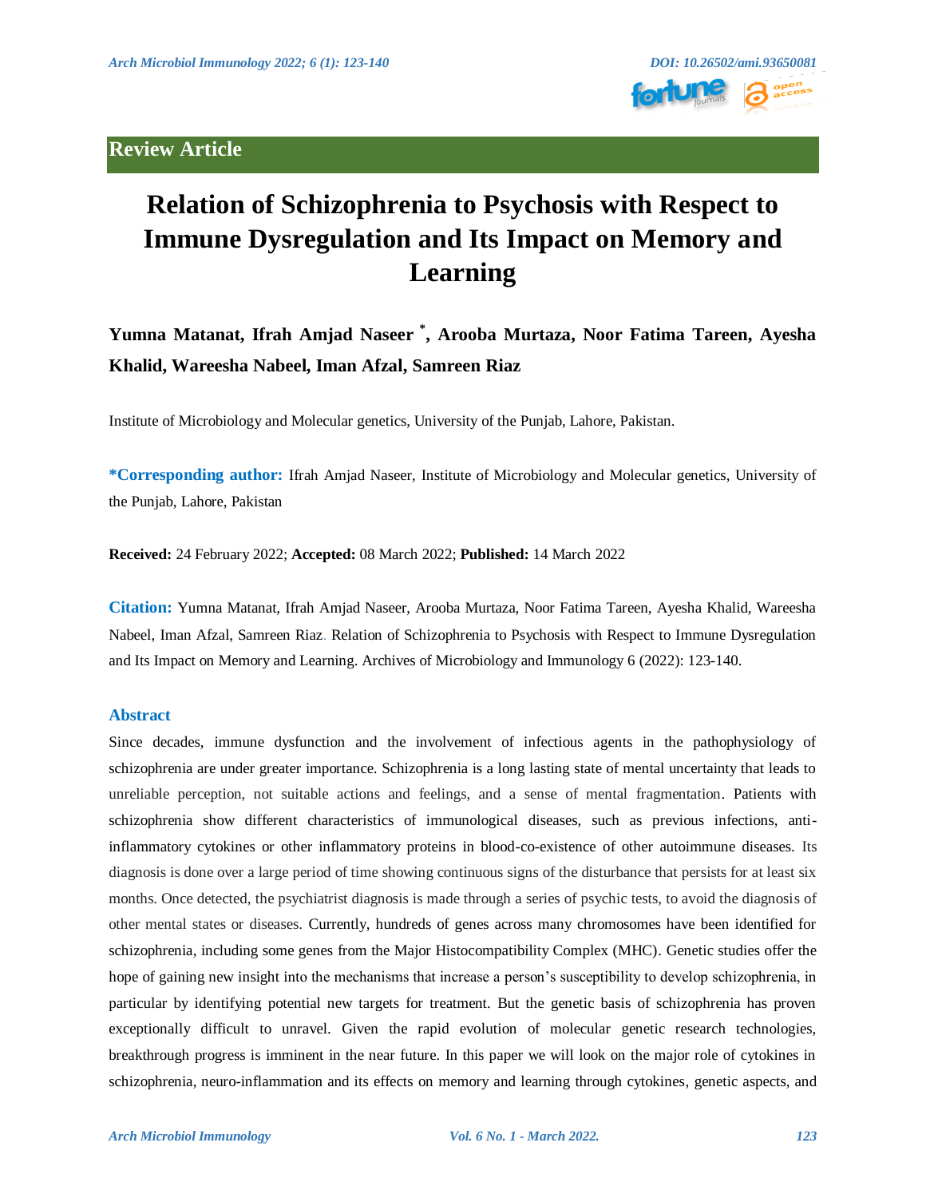Review Article

# Relation of Schizophrenia to Psychosis with Respect to Immune Dysregulation and Its Impact on Memory and Learning

**Yumna Matanat, Ifrah Amjad Naseer *, Arooba Murtaza, Noor Fatima Tareen, Ayesha Khalid, Wareesha Nabeel, Iman Afzal, Samreen Riaz**

Institute of Microbiology and Molecular genetics, University of the Punjab, Lahore, Pakistan.

**\*Corresponding author:** Ifrah Amjad Naseer, Institute of Microbiology and Molecular genetics, University of the Punjab, Lahore, Pakistan

**Received:** 24 February 2022; **Accepted:** 08 March 2022; **Published:** 14 March 2022

**Citation:** Yumna Matanat, Ifrah Amjad Naseer, Arooba Murtaza, Noor Fatima Tareen, Ayesha Khalid, Wareesha Nabeel, Iman Afzal, Samreen Riaz. Relation of Schizophrenia to Psychosis with Respect to Immune Dysregulation and Its Impact on Memory and Learning. Archives of Microbiology and Immunology 6 (2022): 123-140.

## Abstract

Since decades, immune dysfunction and the involvement of infectious agents in the pathophysiology of schizophrenia are under greater importance. Schizophrenia is a long lasting state of mental uncertainty that leads to unreliable perception, not suitable actions and feelings, and a sense of mental fragmentation. Patients with schizophrenia show different characteristics of immunological diseases, such as previous infections, anti-inflammatory cytokines or other inflammatory proteins in blood-co-existence of other autoimmune diseases. Its diagnosis is done over a large period of time showing continuous signs of the disturbance that persists for at least six months. Once detected, the psychiatrist diagnosis is made through a series of psychic tests, to avoid the diagnosis of other mental states or diseases. Currently, hundreds of genes across many chromosomes have been identified for schizophrenia, including some genes from the Major Histocompatibility Complex (MHC). Genetic studies offer the hope of gaining new insight into the mechanisms that increase a person's susceptibility to develop schizophrenia, in particular by identifying potential new targets for treatment. But the genetic basis of schizophrenia has proven exceptionally difficult to unravel. Given the rapid evolution of molecular genetic research technologies, breakthrough progress is imminent in the near future. In this paper we will look on the major role of cytokines in schizophrenia, neuro-inflammation and its effects on memory and learning through cytokines, genetic aspects, and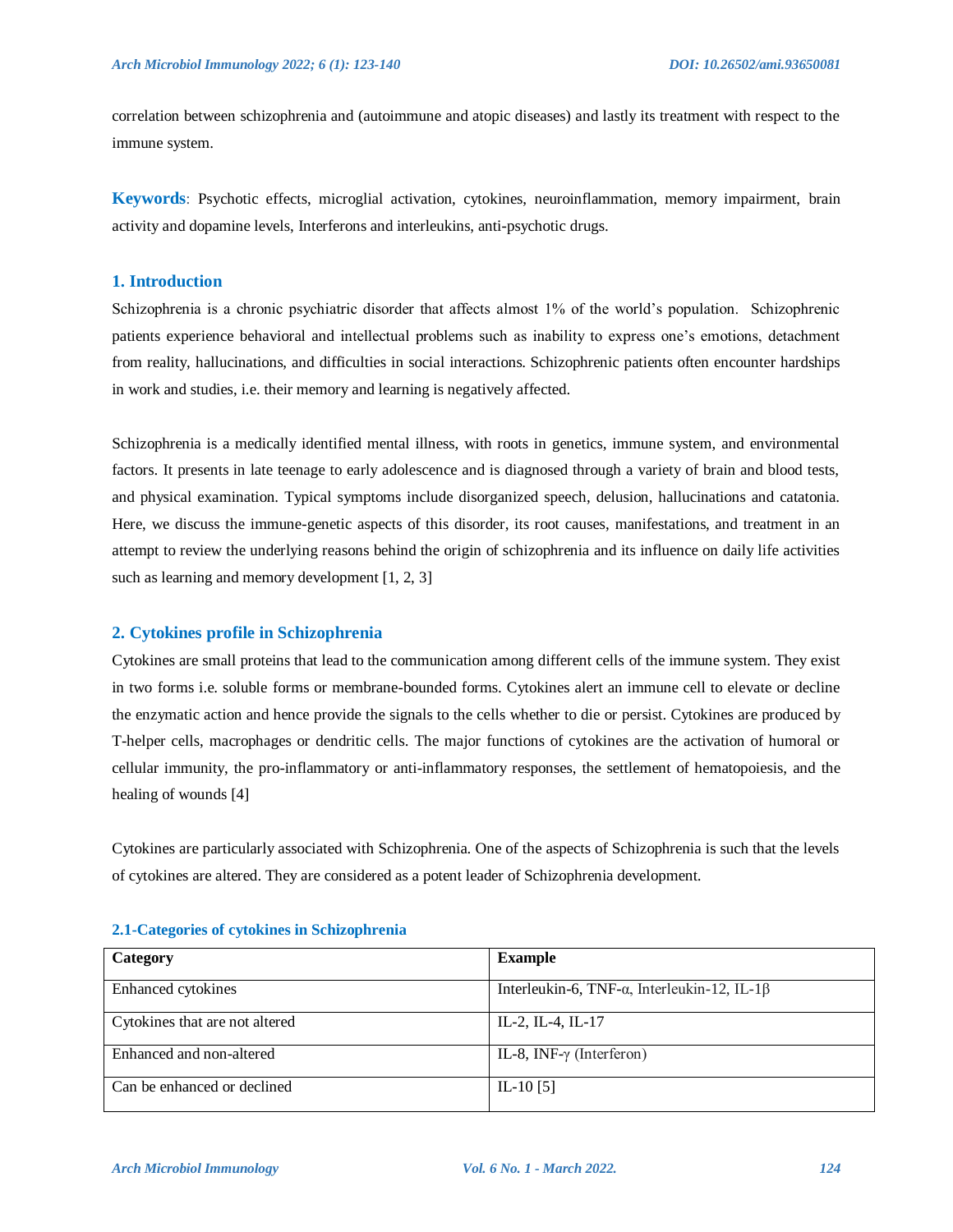correlation between schizophrenia and (autoimmune and atopic diseases) and lastly its treatment with respect to the immune system.

**Keywords**: Psychotic effects, microglial activation, cytokines, neuroinflammation, memory impairment, brain activity and dopamine levels, Interferons and interleukins, anti-psychotic drugs.

## 1. Introduction

Schizophrenia is a chronic psychiatric disorder that affects almost 1% of the world's population. Schizophrenic patients experience behavioral and intellectual problems such as inability to express one's emotions, detachment from reality, hallucinations, and difficulties in social interactions. Schizophrenic patients often encounter hardships in work and studies, i.e. their memory and learning is negatively affected.

Schizophrenia is a medically identified mental illness, with roots in genetics, immune system, and environmental factors. It presents in late teenage to early adolescence and is diagnosed through a variety of brain and blood tests, and physical examination. Typical symptoms include disorganized speech, delusion, hallucinations and catatonia. Here, we discuss the immune-genetic aspects of this disorder, its root causes, manifestations, and treatment in an attempt to review the underlying reasons behind the origin of schizophrenia and its influence on daily life activities such as learning and memory development [1, 2, 3]

## 2. Cytokines profile in Schizophrenia

Cytokines are small proteins that lead to the communication among different cells of the immune system. They exist in two forms i.e. soluble forms or membrane-bounded forms. Cytokines alert an immune cell to elevate or decline the enzymatic action and hence provide the signals to the cells whether to die or persist. Cytokines are produced by T-helper cells, macrophages or dendritic cells. The major functions of cytokines are the activation of humoral or cellular immunity, the pro-inflammatory or anti-inflammatory responses, the settlement of hematopoiesis, and the healing of wounds [4]

Cytokines are particularly associated with Schizophrenia. One of the aspects of Schizophrenia is such that the levels of cytokines are altered. They are considered as a potent leader of Schizophrenia development.

### 2.1-Categories of cytokines in Schizophrenia

| **Category** | **Example** |
|---|---|
| Enhanced cytokines | Interleukin-6, TNF-α, Interleukin-12, IL-1β |
| Cytokines that are not altered | IL-2, IL-4, IL-17 |
| Enhanced and non-altered | IL-8, INF-γ (Interferon) |
| Can be enhanced or declined | IL-10 [5] |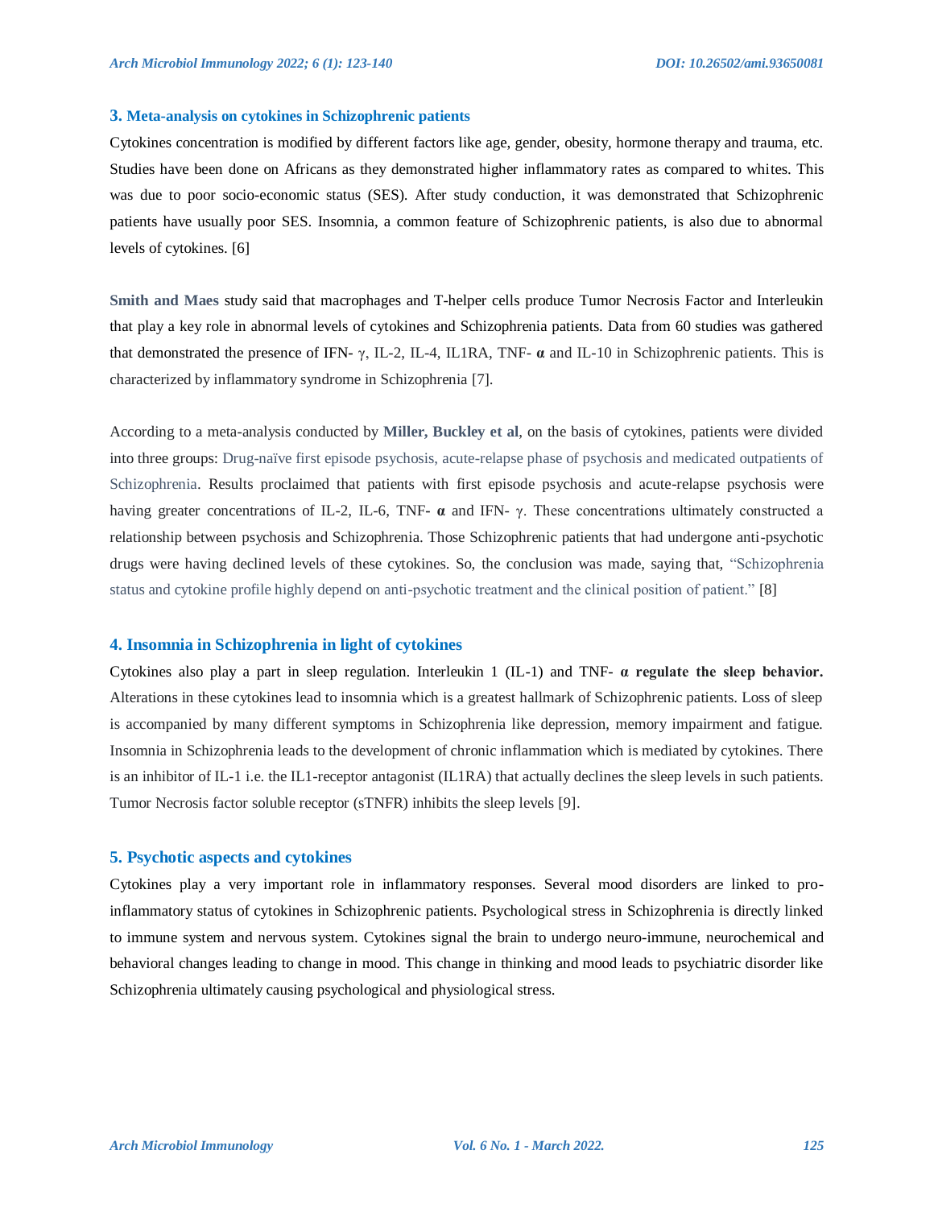## 3. Meta-analysis on cytokines in Schizophrenic patients

Cytokines concentration is modified by different factors like age, gender, obesity, hormone therapy and trauma, etc. Studies have been done on Africans as they demonstrated higher inflammatory rates as compared to whites. This was due to poor socio-economic status (SES). After study conduction, it was demonstrated that Schizophrenic patients have usually poor SES. Insomnia, a common feature of Schizophrenic patients, is also due to abnormal levels of cytokines. [6]

**Smith and Maes** study said that macrophages and T-helper cells produce Tumor Necrosis Factor and Interleukin that play a key role in abnormal levels of cytokines and Schizophrenia patients. Data from 60 studies was gathered that demonstrated the presence of IFN- γ, IL-2, IL-4, IL1RA, TNF- **α** and IL-10 in Schizophrenic patients. This is characterized by inflammatory syndrome in Schizophrenia [7].

According to a meta-analysis conducted by **Miller, Buckley et al**, on the basis of cytokines, patients were divided into three groups: Drug-naïve first episode psychosis, acute-relapse phase of psychosis and medicated outpatients of Schizophrenia. Results proclaimed that patients with first episode psychosis and acute-relapse psychosis were having greater concentrations of IL-2, IL-6, TNF- **α** and IFN- γ. These concentrations ultimately constructed a relationship between psychosis and Schizophrenia. Those Schizophrenic patients that had undergone anti-psychotic drugs were having declined levels of these cytokines. So, the conclusion was made, saying that, "Schizophrenia status and cytokine profile highly depend on anti-psychotic treatment and the clinical position of patient." [8]

## 4. Insomnia in Schizophrenia in light of cytokines

Cytokines also play a part in sleep regulation. Interleukin 1 (IL-1) and TNF- **α regulate the sleep behavior.** Alterations in these cytokines lead to insomnia which is a greatest hallmark of Schizophrenic patients. Loss of sleep is accompanied by many different symptoms in Schizophrenia like depression, memory impairment and fatigue. Insomnia in Schizophrenia leads to the development of chronic inflammation which is mediated by cytokines. There is an inhibitor of IL-1 i.e. the IL1-receptor antagonist (IL1RA) that actually declines the sleep levels in such patients. Tumor Necrosis factor soluble receptor (sTNFR) inhibits the sleep levels [9].

## 5. Psychotic aspects and cytokines

Cytokines play a very important role in inflammatory responses. Several mood disorders are linked to pro-inflammatory status of cytokines in Schizophrenic patients. Psychological stress in Schizophrenia is directly linked to immune system and nervous system. Cytokines signal the brain to undergo neuro-immune, neurochemical and behavioral changes leading to change in mood. This change in thinking and mood leads to psychiatric disorder like Schizophrenia ultimately causing psychological and physiological stress.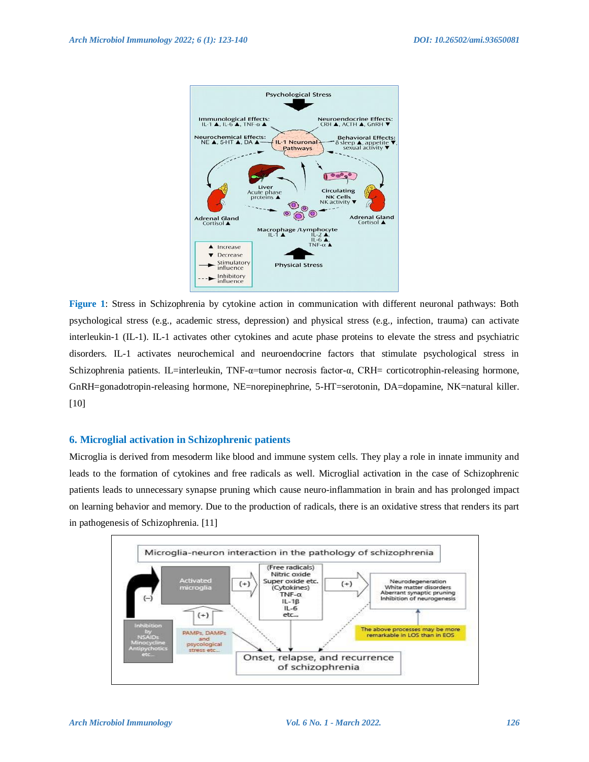**Figure 1**: Stress in Schizophrenia by cytokine action in communication with different neuronal pathways: Both psychological stress (e.g., academic stress, depression) and physical stress (e.g., infection, trauma) can activate interleukin-1 (IL-1). IL-1 activates other cytokines and acute phase proteins to elevate the stress and psychiatric disorders. IL-1 activates neurochemical and neuroendocrine factors that stimulate psychological stress in Schizophrenia patients. IL=interleukin, TNF-α=tumor necrosis factor-α, CRH= corticotrophin-releasing hormone, GnRH=gonadotropin-releasing hormone, NE=norepinephrine, 5-HT=serotonin, DA=dopamine, NK=natural killer. [10]

## 6. Microglial activation in Schizophrenic patients

Microglia is derived from mesoderm like blood and immune system cells. They play a role in innate immunity and leads to the formation of cytokines and free radicals as well. Microglial activation in the case of Schizophrenic patients leads to unnecessary synapse pruning which cause neuro-inflammation in brain and has prolonged impact on learning behavior and memory. Due to the production of radicals, there is an oxidative stress that renders its part in pathogenesis of Schizophrenia. [11]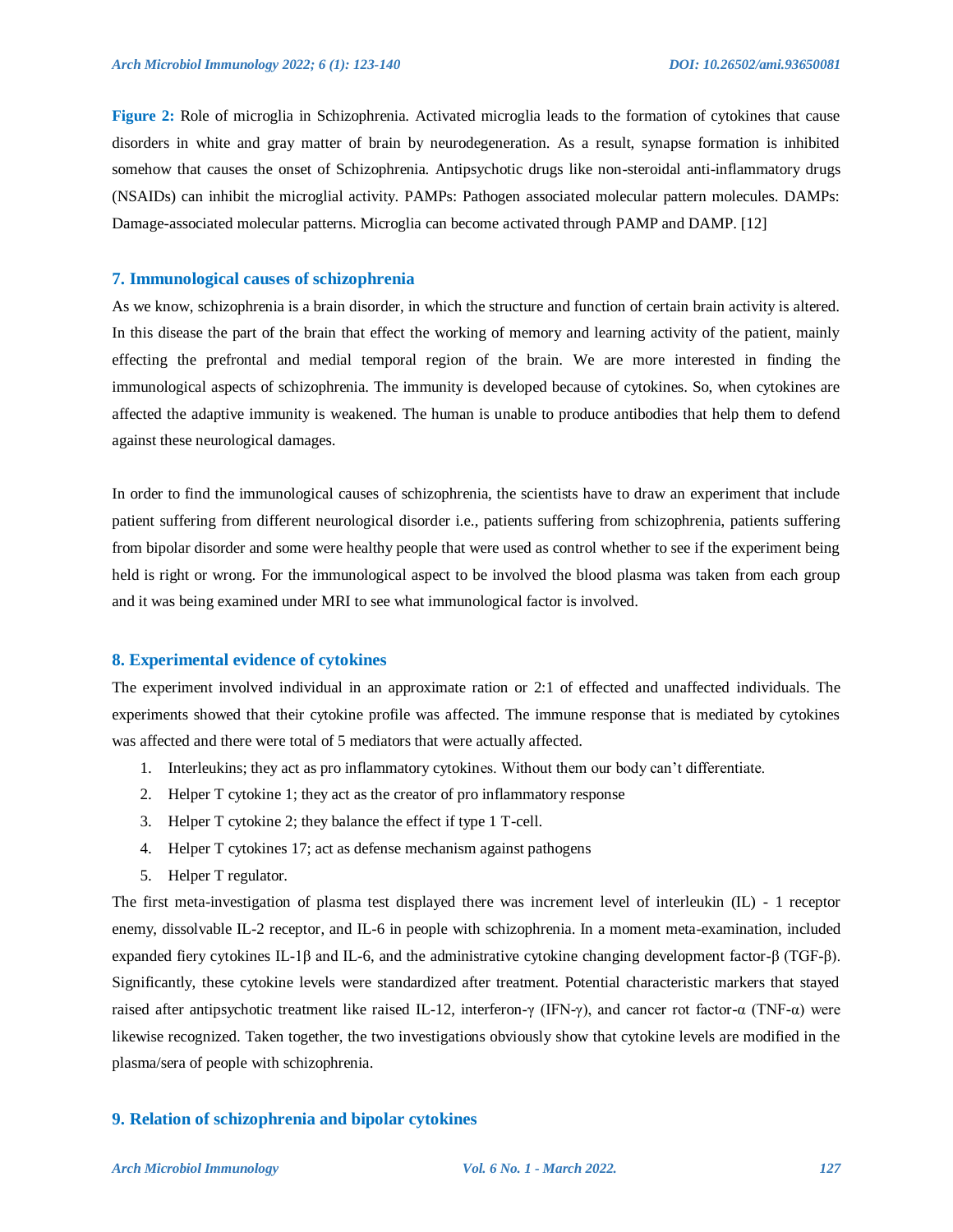**Figure 2:** Role of microglia in Schizophrenia. Activated microglia leads to the formation of cytokines that cause disorders in white and gray matter of brain by neurodegeneration. As a result, synapse formation is inhibited somehow that causes the onset of Schizophrenia. Antipsychotic drugs like non-steroidal anti-inflammatory drugs (NSAIDs) can inhibit the microglial activity. PAMPs: Pathogen associated molecular pattern molecules. DAMPs: Damage-associated molecular patterns. Microglia can become activated through PAMP and DAMP. [12]

## 7. Immunological causes of schizophrenia

As we know, schizophrenia is a brain disorder, in which the structure and function of certain brain activity is altered. In this disease the part of the brain that effect the working of memory and learning activity of the patient, mainly effecting the prefrontal and medial temporal region of the brain. We are more interested in finding the immunological aspects of schizophrenia. The immunity is developed because of cytokines. So, when cytokines are affected the adaptive immunity is weakened. The human is unable to produce antibodies that help them to defend against these neurological damages.

In order to find the immunological causes of schizophrenia, the scientists have to draw an experiment that include patient suffering from different neurological disorder i.e., patients suffering from schizophrenia, patients suffering from bipolar disorder and some were healthy people that were used as control whether to see if the experiment being held is right or wrong. For the immunological aspect to be involved the blood plasma was taken from each group and it was being examined under MRI to see what immunological factor is involved.

## 8. Experimental evidence of cytokines

The experiment involved individual in an approximate ration or 2:1 of effected and unaffected individuals. The experiments showed that their cytokine profile was affected. The immune response that is mediated by cytokines was affected and there were total of 5 mediators that were actually affected.

1. Interleukins; they act as pro inflammatory cytokines. Without them our body can't differentiate.
2. Helper T cytokine 1; they act as the creator of pro inflammatory response
3. Helper T cytokine 2; they balance the effect if type 1 T-cell.
4. Helper T cytokines 17; act as defense mechanism against pathogens
5. Helper T regulator.

The first meta-investigation of plasma test displayed there was increment level of interleukin (IL) - 1 receptor enemy, dissolvable IL-2 receptor, and IL-6 in people with schizophrenia. In a moment meta-examination, included expanded fiery cytokines IL-1β and IL-6, and the administrative cytokine changing development factor-β (TGF-β). Significantly, these cytokine levels were standardized after treatment. Potential characteristic markers that stayed raised after antipsychotic treatment like raised IL-12, interferon-γ (IFN-γ), and cancer rot factor-α (TNF-α) were likewise recognized. Taken together, the two investigations obviously show that cytokine levels are modified in the plasma/sera of people with schizophrenia.

## 9. Relation of schizophrenia and bipolar cytokines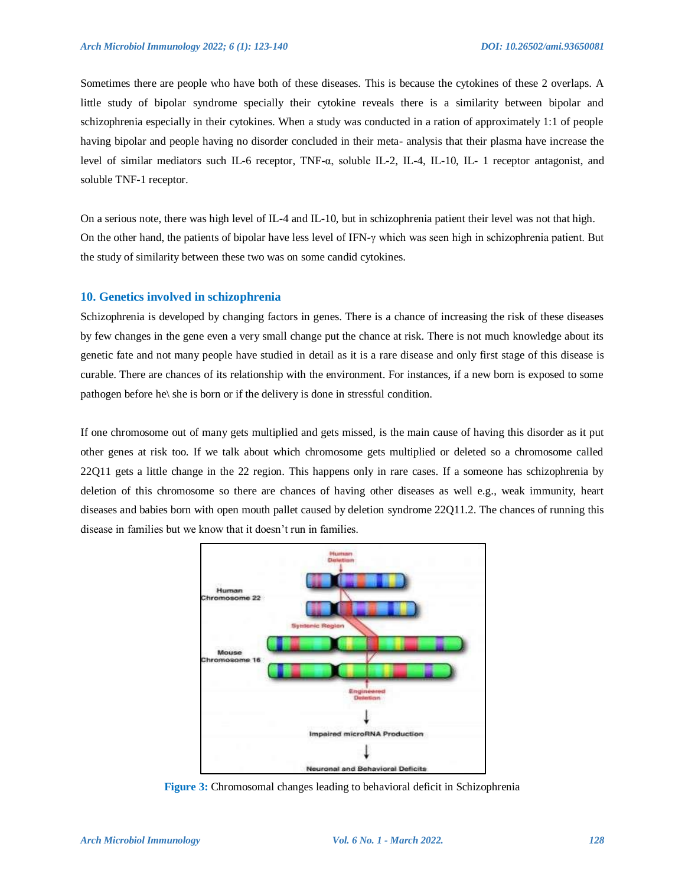Sometimes there are people who have both of these diseases. This is because the cytokines of these 2 overlaps. A little study of bipolar syndrome specially their cytokine reveals there is a similarity between bipolar and schizophrenia especially in their cytokines. When a study was conducted in a ration of approximately 1:1 of people having bipolar and people having no disorder concluded in their meta- analysis that their plasma have increase the level of similar mediators such IL-6 receptor, TNF-α, soluble IL-2, IL-4, IL-10, IL- 1 receptor antagonist, and soluble TNF-1 receptor.

On a serious note, there was high level of IL-4 and IL-10, but in schizophrenia patient their level was not that high. On the other hand, the patients of bipolar have less level of IFN-γ which was seen high in schizophrenia patient. But the study of similarity between these two was on some candid cytokines.

## 10. Genetics involved in schizophrenia

Schizophrenia is developed by changing factors in genes. There is a chance of increasing the risk of these diseases by few changes in the gene even a very small change put the chance at risk. There is not much knowledge about its genetic fate and not many people have studied in detail as it is a rare disease and only first stage of this disease is curable. There are chances of its relationship with the environment. For instances, if a new born is exposed to some pathogen before he\ she is born or if the delivery is done in stressful condition.

If one chromosome out of many gets multiplied and gets missed, is the main cause of having this disorder as it put other genes at risk too. If we talk about which chromosome gets multiplied or deleted so a chromosome called 22Q11 gets a little change in the 22 region. This happens only in rare cases. If a someone has schizophrenia by deletion of this chromosome so there are chances of having other diseases as well e.g., weak immunity, heart diseases and babies born with open mouth pallet caused by deletion syndrome 22Q11.2. The chances of running this disease in families but we know that it doesn't run in families.

**Figure 3:** Chromosomal changes leading to behavioral deficit in Schizophrenia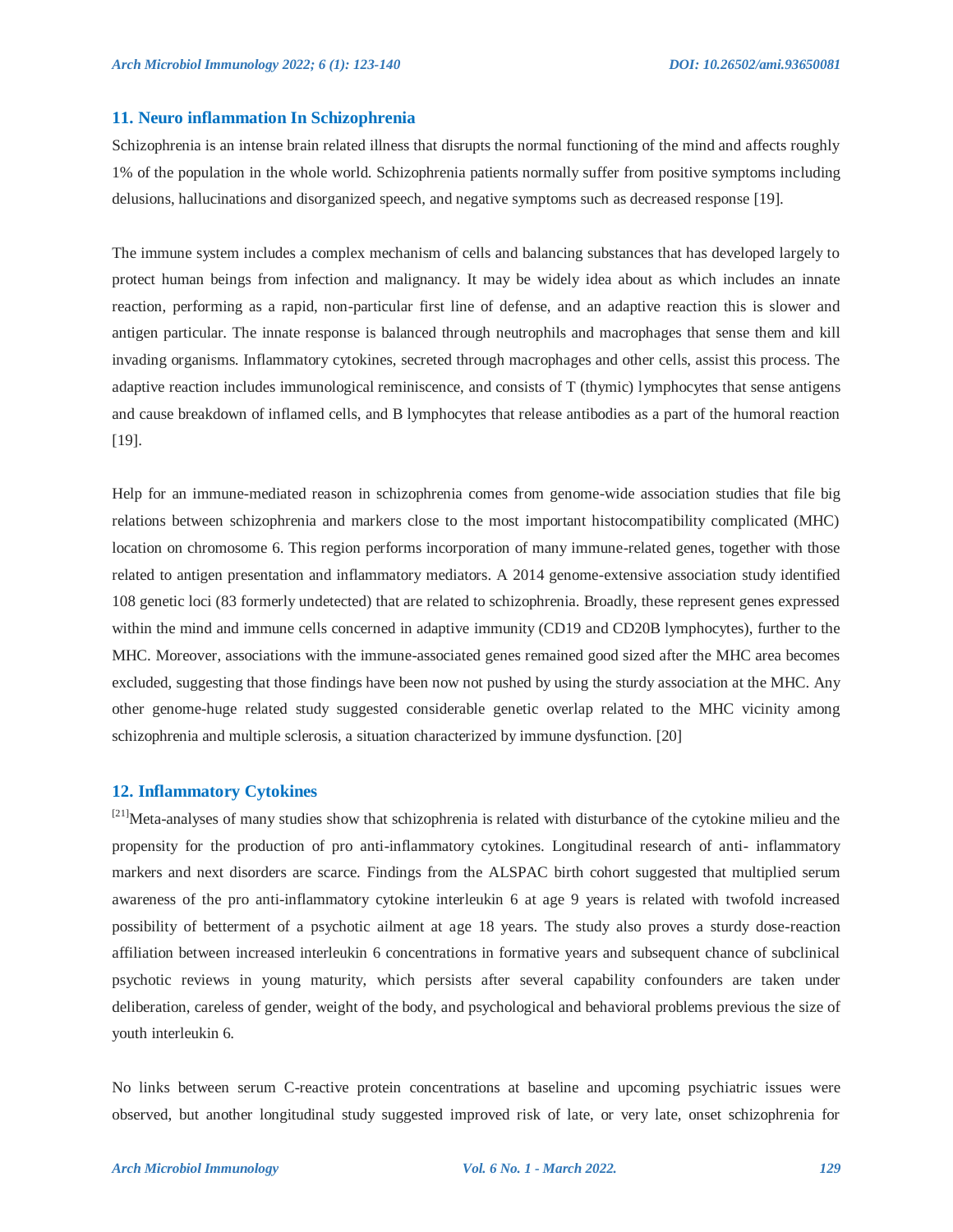## 11. Neuro inflammation In Schizophrenia

Schizophrenia is an intense brain related illness that disrupts the normal functioning of the mind and affects roughly 1% of the population in the whole world. Schizophrenia patients normally suffer from positive symptoms including delusions, hallucinations and disorganized speech, and negative symptoms such as decreased response [19].

The immune system includes a complex mechanism of cells and balancing substances that has developed largely to protect human beings from infection and malignancy. It may be widely idea about as which includes an innate reaction, performing as a rapid, non-particular first line of defense, and an adaptive reaction this is slower and antigen particular. The innate response is balanced through neutrophils and macrophages that sense them and kill invading organisms. Inflammatory cytokines, secreted through macrophages and other cells, assist this process. The adaptive reaction includes immunological reminiscence, and consists of T (thymic) lymphocytes that sense antigens and cause breakdown of inflamed cells, and B lymphocytes that release antibodies as a part of the humoral reaction [19].

Help for an immune-mediated reason in schizophrenia comes from genome-wide association studies that file big relations between schizophrenia and markers close to the most important histocompatibility complicated (MHC) location on chromosome 6. This region performs incorporation of many immune-related genes, together with those related to antigen presentation and inflammatory mediators. A 2014 genome-extensive association study identified 108 genetic loci (83 formerly undetected) that are related to schizophrenia. Broadly, these represent genes expressed within the mind and immune cells concerned in adaptive immunity (CD19 and CD20B lymphocytes), further to the MHC. Moreover, associations with the immune-associated genes remained good sized after the MHC area becomes excluded, suggesting that those findings have been now not pushed by using the sturdy association at the MHC. Any other genome-huge related study suggested considerable genetic overlap related to the MHC vicinity among schizophrenia and multiple sclerosis, a situation characterized by immune dysfunction. [20]

## 12. Inflammatory Cytokines

[21]Meta-analyses of many studies show that schizophrenia is related with disturbance of the cytokine milieu and the propensity for the production of pro anti-inflammatory cytokines. Longitudinal research of anti- inflammatory markers and next disorders are scarce. Findings from the ALSPAC birth cohort suggested that multiplied serum awareness of the pro anti-inflammatory cytokine interleukin 6 at age 9 years is related with twofold increased possibility of betterment of a psychotic ailment at age 18 years. The study also proves a sturdy dose-reaction affiliation between increased interleukin 6 concentrations in formative years and subsequent chance of subclinical psychotic reviews in young maturity, which persists after several capability confounders are taken under deliberation, careless of gender, weight of the body, and psychological and behavioral problems previous the size of youth interleukin 6.

No links between serum C-reactive protein concentrations at baseline and upcoming psychiatric issues were observed, but another longitudinal study suggested improved risk of late, or very late, onset schizophrenia for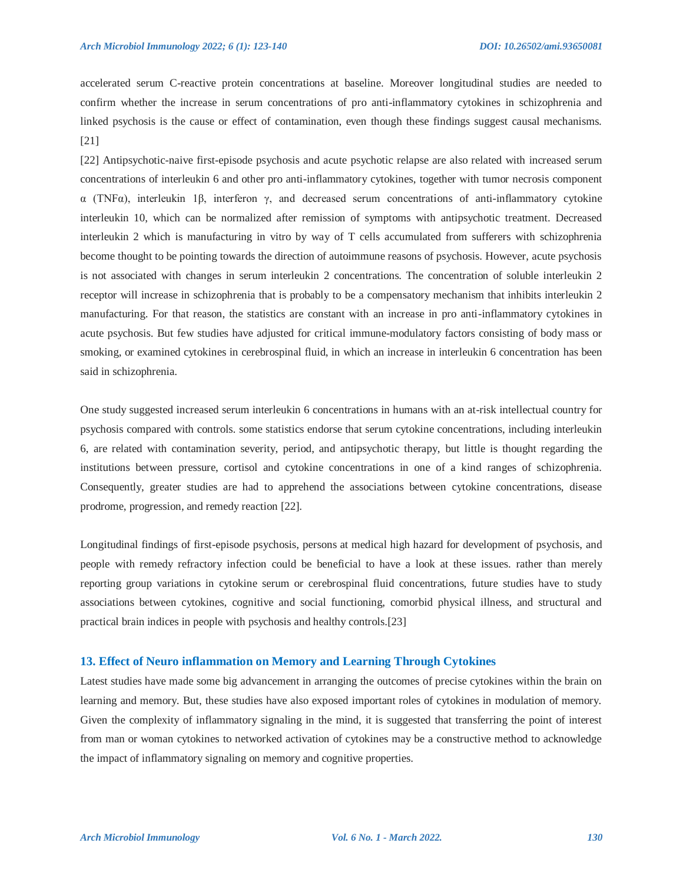accelerated serum C-reactive protein concentrations at baseline. Moreover longitudinal studies are needed to confirm whether the increase in serum concentrations of pro anti-inflammatory cytokines in schizophrenia and linked psychosis is the cause or effect of contamination, even though these findings suggest causal mechanisms. [21]

[22] Antipsychotic-naive first-episode psychosis and acute psychotic relapse are also related with increased serum concentrations of interleukin 6 and other pro anti-inflammatory cytokines, together with tumor necrosis component α (TNFα), interleukin 1β, interferon γ, and decreased serum concentrations of anti-inflammatory cytokine interleukin 10, which can be normalized after remission of symptoms with antipsychotic treatment. Decreased interleukin 2 which is manufacturing in vitro by way of T cells accumulated from sufferers with schizophrenia become thought to be pointing towards the direction of autoimmune reasons of psychosis. However, acute psychosis is not associated with changes in serum interleukin 2 concentrations. The concentration of soluble interleukin 2 receptor will increase in schizophrenia that is probably to be a compensatory mechanism that inhibits interleukin 2 manufacturing. For that reason, the statistics are constant with an increase in pro anti-inflammatory cytokines in acute psychosis. But few studies have adjusted for critical immune-modulatory factors consisting of body mass or smoking, or examined cytokines in cerebrospinal fluid, in which an increase in interleukin 6 concentration has been said in schizophrenia.

One study suggested increased serum interleukin 6 concentrations in humans with an at-risk intellectual country for psychosis compared with controls. some statistics endorse that serum cytokine concentrations, including interleukin 6, are related with contamination severity, period, and antipsychotic therapy, but little is thought regarding the institutions between pressure, cortisol and cytokine concentrations in one of a kind ranges of schizophrenia. Consequently, greater studies are had to apprehend the associations between cytokine concentrations, disease prodrome, progression, and remedy reaction [22].

Longitudinal findings of first-episode psychosis, persons at medical high hazard for development of psychosis, and people with remedy refractory infection could be beneficial to have a look at these issues. rather than merely reporting group variations in cytokine serum or cerebrospinal fluid concentrations, future studies have to study associations between cytokines, cognitive and social functioning, comorbid physical illness, and structural and practical brain indices in people with psychosis and healthy controls.[23]

## 13. Effect of Neuro inflammation on Memory and Learning Through Cytokines

Latest studies have made some big advancement in arranging the outcomes of precise cytokines within the brain on learning and memory. But, these studies have also exposed important roles of cytokines in modulation of memory. Given the complexity of inflammatory signaling in the mind, it is suggested that transferring the point of interest from man or woman cytokines to networked activation of cytokines may be a constructive method to acknowledge the impact of inflammatory signaling on memory and cognitive properties.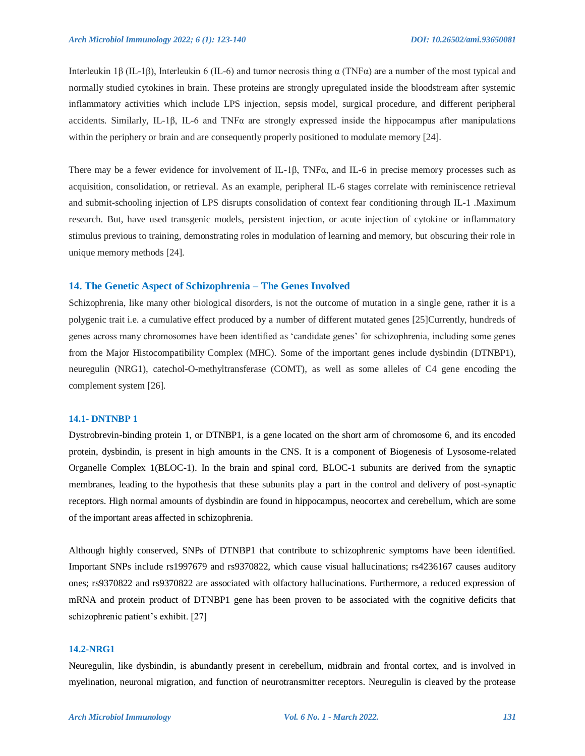Interleukin 1β (IL-1β), Interleukin 6 (IL-6) and tumor necrosis thing α (TNFα) are a number of the most typical and normally studied cytokines in brain. These proteins are strongly upregulated inside the bloodstream after systemic inflammatory activities which include LPS injection, sepsis model, surgical procedure, and different peripheral accidents. Similarly, IL-1β, IL-6 and TNFα are strongly expressed inside the hippocampus after manipulations within the periphery or brain and are consequently properly positioned to modulate memory [24].

There may be a fewer evidence for involvement of IL-1β, TNFα, and IL-6 in precise memory processes such as acquisition, consolidation, or retrieval. As an example, peripheral IL-6 stages correlate with reminiscence retrieval and submit-schooling injection of LPS disrupts consolidation of context fear conditioning through IL-1 .Maximum research. But, have used transgenic models, persistent injection, or acute injection of cytokine or inflammatory stimulus previous to training, demonstrating roles in modulation of learning and memory, but obscuring their role in unique memory methods [24].

## 14. The Genetic Aspect of Schizophrenia – The Genes Involved

Schizophrenia, like many other biological disorders, is not the outcome of mutation in a single gene, rather it is a polygenic trait i.e. a cumulative effect produced by a number of different mutated genes [25]Currently, hundreds of genes across many chromosomes have been identified as 'candidate genes' for schizophrenia, including some genes from the Major Histocompatibility Complex (MHC). Some of the important genes include dysbindin (DTNBP1), neuregulin (NRG1), catechol-O-methyltransferase (COMT), as well as some alleles of C4 gene encoding the complement system [26].

### 14.1- DNTNBP 1

Dystrobrevin-binding protein 1, or DTNBP1, is a gene located on the short arm of chromosome 6, and its encoded protein, dysbindin, is present in high amounts in the CNS. It is a component of Biogenesis of Lysosome-related Organelle Complex 1(BLOC-1). In the brain and spinal cord, BLOC-1 subunits are derived from the synaptic membranes, leading to the hypothesis that these subunits play a part in the control and delivery of post-synaptic receptors. High normal amounts of dysbindin are found in hippocampus, neocortex and cerebellum, which are some of the important areas affected in schizophrenia.

Although highly conserved, SNPs of DTNBP1 that contribute to schizophrenic symptoms have been identified. Important SNPs include rs1997679 and rs9370822, which cause visual hallucinations; rs4236167 causes auditory ones; rs9370822 and rs9370822 are associated with olfactory hallucinations. Furthermore, a reduced expression of mRNA and protein product of DTNBP1 gene has been proven to be associated with the cognitive deficits that schizophrenic patient's exhibit. [27]

### 14.2-NRG1

Neuregulin, like dysbindin, is abundantly present in cerebellum, midbrain and frontal cortex, and is involved in myelination, neuronal migration, and function of neurotransmitter receptors. Neuregulin is cleaved by the protease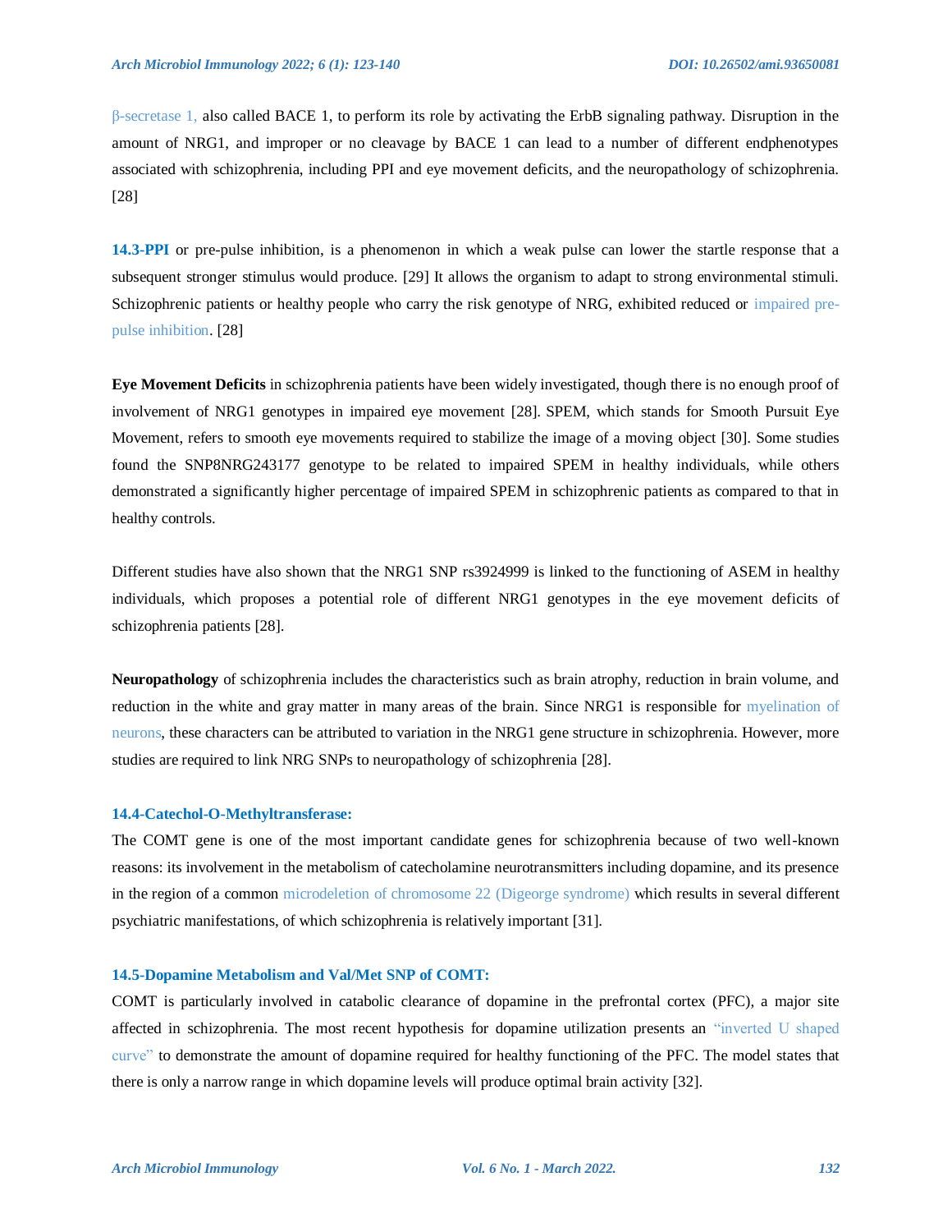β-secretase 1, also called BACE 1, to perform its role by activating the ErbB signaling pathway. Disruption in the amount of NRG1, and improper or no cleavage by BACE 1 can lead to a number of different endphenotypes associated with schizophrenia, including PPI and eye movement deficits, and the neuropathology of schizophrenia. [28]

**14.3-PPI** or pre-pulse inhibition, is a phenomenon in which a weak pulse can lower the startle response that a subsequent stronger stimulus would produce. [29] It allows the organism to adapt to strong environmental stimuli. Schizophrenic patients or healthy people who carry the risk genotype of NRG, exhibited reduced or impaired pre-pulse inhibition. [28]

**Eye Movement Deficits** in schizophrenia patients have been widely investigated, though there is no enough proof of involvement of NRG1 genotypes in impaired eye movement [28]. SPEM, which stands for Smooth Pursuit Eye Movement, refers to smooth eye movements required to stabilize the image of a moving object [30]. Some studies found the SNP8NRG243177 genotype to be related to impaired SPEM in healthy individuals, while others demonstrated a significantly higher percentage of impaired SPEM in schizophrenic patients as compared to that in healthy controls.

Different studies have also shown that the NRG1 SNP rs3924999 is linked to the functioning of ASEM in healthy individuals, which proposes a potential role of different NRG1 genotypes in the eye movement deficits of schizophrenia patients [28].

**Neuropathology** of schizophrenia includes the characteristics such as brain atrophy, reduction in brain volume, and reduction in the white and gray matter in many areas of the brain. Since NRG1 is responsible for myelination of neurons, these characters can be attributed to variation in the NRG1 gene structure in schizophrenia. However, more studies are required to link NRG SNPs to neuropathology of schizophrenia [28].

### 14.4-Catechol-O-Methyltransferase:

The COMT gene is one of the most important candidate genes for schizophrenia because of two well-known reasons: its involvement in the metabolism of catecholamine neurotransmitters including dopamine, and its presence in the region of a common microdeletion of chromosome 22 (Digeorge syndrome) which results in several different psychiatric manifestations, of which schizophrenia is relatively important [31].

### 14.5-Dopamine Metabolism and Val/Met SNP of COMT:

COMT is particularly involved in catabolic clearance of dopamine in the prefrontal cortex (PFC), a major site affected in schizophrenia. The most recent hypothesis for dopamine utilization presents an "inverted U shaped curve" to demonstrate the amount of dopamine required for healthy functioning of the PFC. The model states that there is only a narrow range in which dopamine levels will produce optimal brain activity [32].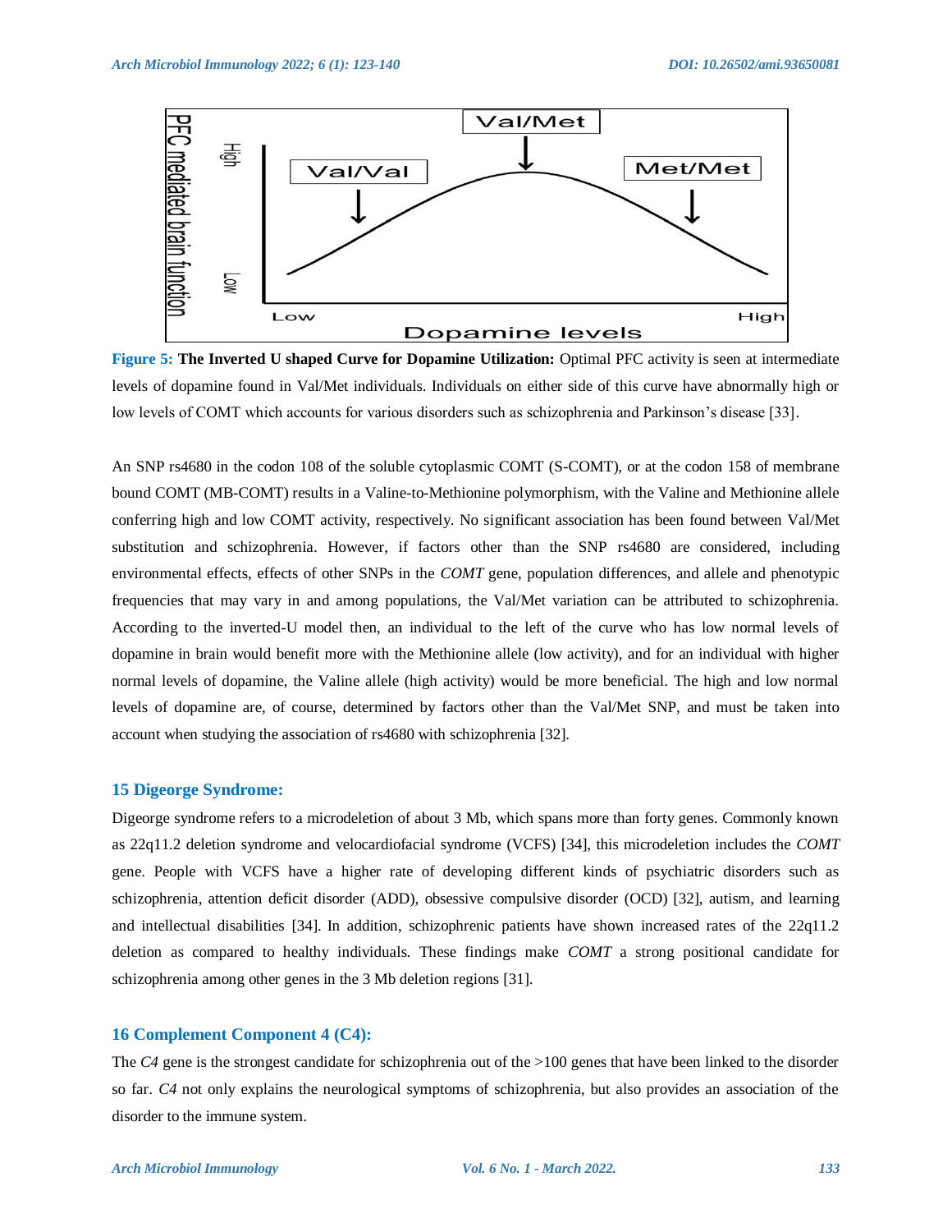**Figure 5: The Inverted U shaped Curve for Dopamine Utilization:** Optimal PFC activity is seen at intermediate levels of dopamine found in Val/Met individuals. Individuals on either side of this curve have abnormally high or low levels of COMT which accounts for various disorders such as schizophrenia and Parkinson's disease [33].

An SNP rs4680 in the codon 108 of the soluble cytoplasmic COMT (S-COMT), or at the codon 158 of membrane bound COMT (MB-COMT) results in a Valine-to-Methionine polymorphism, with the Valine and Methionine allele conferring high and low COMT activity, respectively. No significant association has been found between Val/Met substitution and schizophrenia. However, if factors other than the SNP rs4680 are considered, including environmental effects, effects of other SNPs in the *COMT* gene, population differences, and allele and phenotypic frequencies that may vary in and among populations, the Val/Met variation can be attributed to schizophrenia. According to the inverted-U model then, an individual to the left of the curve who has low normal levels of dopamine in brain would benefit more with the Methionine allele (low activity), and for an individual with higher normal levels of dopamine, the Valine allele (high activity) would be more beneficial. The high and low normal levels of dopamine are, of course, determined by factors other than the Val/Met SNP, and must be taken into account when studying the association of rs4680 with schizophrenia [32].

## 15 Digeorge Syndrome:

Digeorge syndrome refers to a microdeletion of about 3 Mb, which spans more than forty genes. Commonly known as 22q11.2 deletion syndrome and velocardiofacial syndrome (VCFS) [34], this microdeletion includes the *COMT* gene. People with VCFS have a higher rate of developing different kinds of psychiatric disorders such as schizophrenia, attention deficit disorder (ADD), obsessive compulsive disorder (OCD) [32], autism, and learning and intellectual disabilities [34]. In addition, schizophrenic patients have shown increased rates of the 22q11.2 deletion as compared to healthy individuals. These findings make *COMT* a strong positional candidate for schizophrenia among other genes in the 3 Mb deletion regions [31].

## 16 Complement Component 4 (C4):

The *C4* gene is the strongest candidate for schizophrenia out of the >100 genes that have been linked to the disorder so far. *C4* not only explains the neurological symptoms of schizophrenia, but also provides an association of the disorder to the immune system.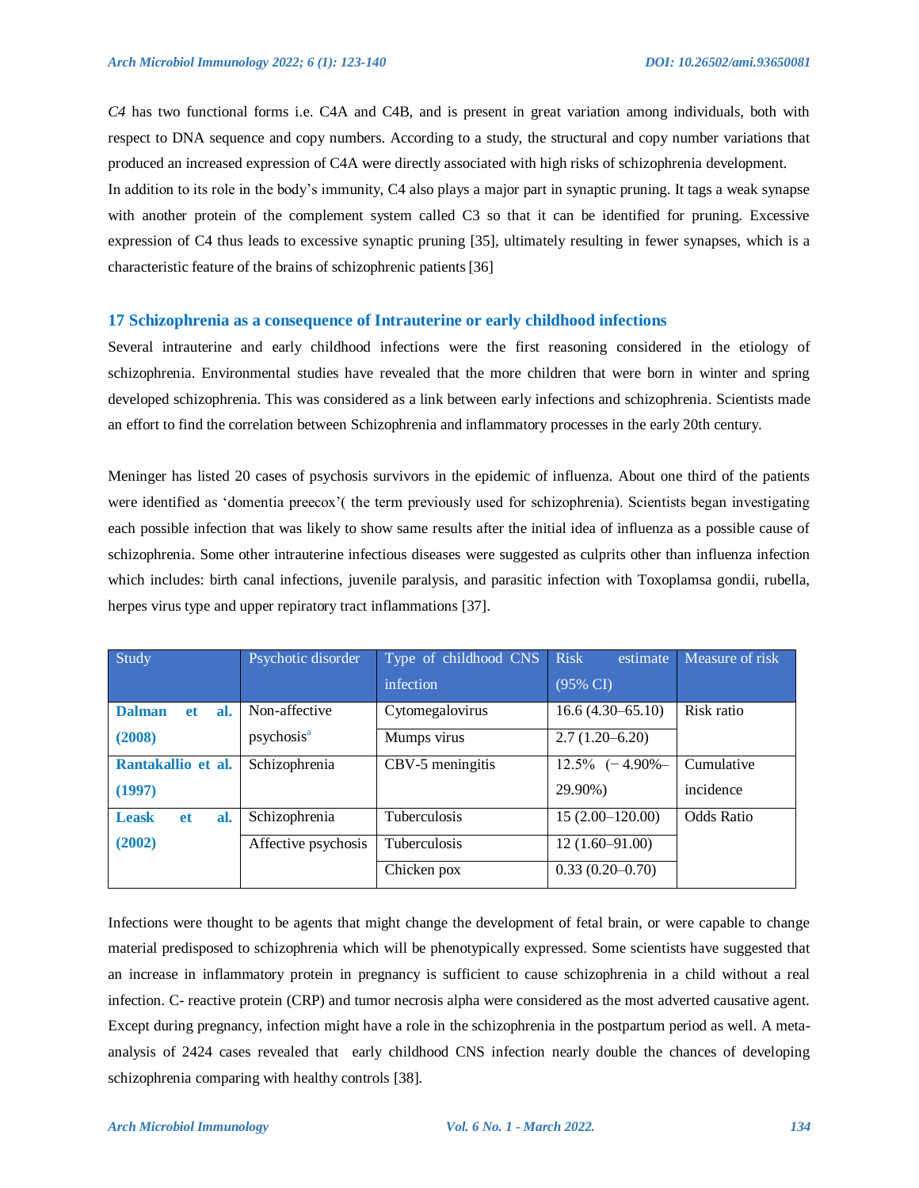*C4* has two functional forms i.e. C4A and C4B, and is present in great variation among individuals, both with respect to DNA sequence and copy numbers. According to a study, the structural and copy number variations that produced an increased expression of C4A were directly associated with high risks of schizophrenia development.
In addition to its role in the body's immunity, C4 also plays a major part in synaptic pruning. It tags a weak synapse with another protein of the complement system called C3 so that it can be identified for pruning. Excessive expression of C4 thus leads to excessive synaptic pruning [35], ultimately resulting in fewer synapses, which is a characteristic feature of the brains of schizophrenic patients [36]

## 17 Schizophrenia as a consequence of Intrauterine or early childhood infections

Several intrauterine and early childhood infections were the first reasoning considered in the etiology of schizophrenia. Environmental studies have revealed that the more children that were born in winter and spring developed schizophrenia. This was considered as a link between early infections and schizophrenia. Scientists made an effort to find the correlation between Schizophrenia and inflammatory processes in the early 20th century.

Meninger has listed 20 cases of psychosis survivors in the epidemic of influenza. About one third of the patients were identified as 'domentia preecox'( the term previously used for schizophrenia). Scientists began investigating each possible infection that was likely to show same results after the initial idea of influenza as a possible cause of schizophrenia. Some other intrauterine infectious diseases were suggested as culprits other than influenza infection which includes: birth canal infections, juvenile paralysis, and parasitic infection with Toxoplamsa gondii, rubella, herpes virus type and upper repiratory tract inflammations [37].

| Study | Psychotic disorder | Type of childhood CNS infection | Risk estimate (95% CI) | Measure of risk |
|---|---|---|---|---|
| **Dalman et al. (2008)** | Non-affective psychosis[a] | Cytomegalovirus | 16.6 (4.30–65.10) | Risk ratio |
| | | Mumps virus | 2.7 (1.20–6.20) | |
| **Rantakallio et al. (1997)** | Schizophrenia | CBV-5 meningitis | 12.5% (− 4.90%–29.90%) | Cumulative incidence |
| **Leask et al. (2002)** | Schizophrenia | Tuberculosis | 15 (2.00–120.00) | Odds Ratio |
| | Affective psychosis | Tuberculosis | 12 (1.60–91.00) | |
| | | Chicken pox | 0.33 (0.20–0.70) | |

Infections were thought to be agents that might change the development of fetal brain, or were capable to change material predisposed to schizophrenia which will be phenotypically expressed. Some scientists have suggested that an increase in inflammatory protein in pregnancy is sufficient to cause schizophrenia in a child without a real infection. C- reactive protein (CRP) and tumor necrosis alpha were considered as the most adverted causative agent. Except during pregnancy, infection might have a role in the schizophrenia in the postpartum period as well. A meta-analysis of 2424 cases revealed that early childhood CNS infection nearly double the chances of developing schizophrenia comparing with healthy controls [38].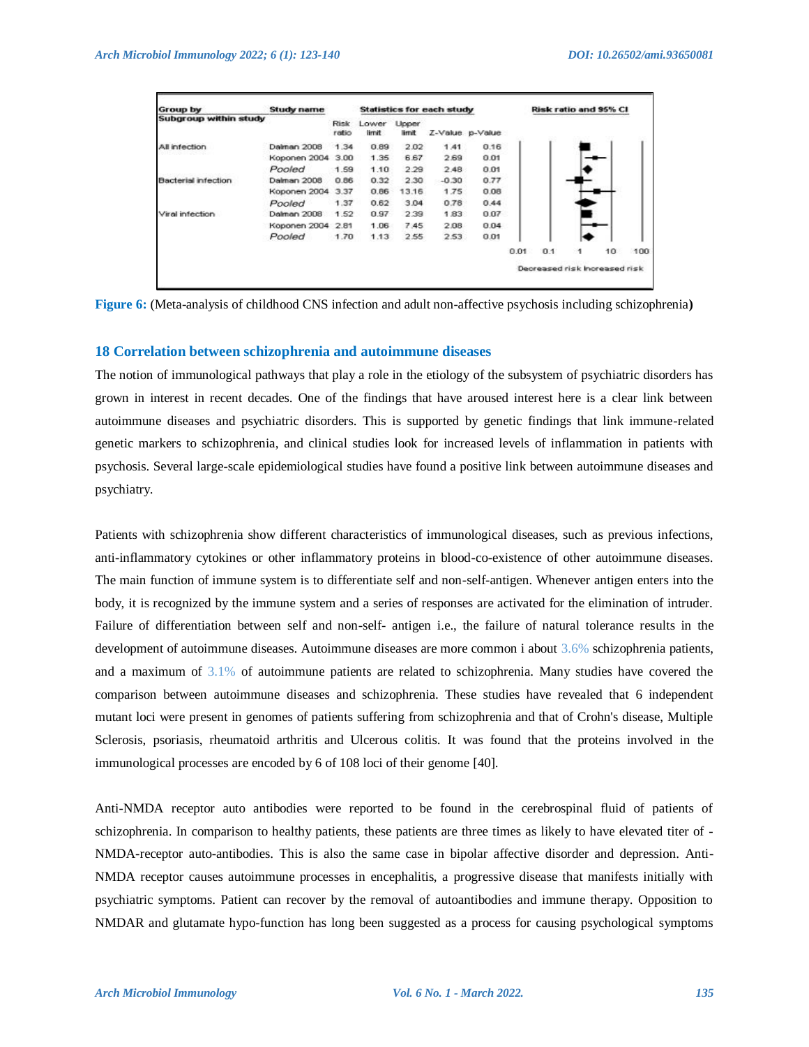| Group by Subgroup within study | Study name | Risk ratio | Lower limit | Upper limit | Z-Value | p-Value |
|---|---|---|---|---|---|---|
| All infection | Dalman 2008 | 1.34 | 0.89 | 2.02 | 1.41 | 0.16 |
| | Koponen 2004 | 3.00 | 1.35 | 6.67 | 2.69 | 0.01 |
| | *Pooled* | 1.59 | 1.10 | 2.29 | 2.48 | 0.01 |
| Bacterial infection | Dalman 2008 | 0.86 | 0.32 | 2.30 | -0.30 | 0.77 |
| | Koponen 2004 | 3.37 | 0.86 | 13.16 | 1.75 | 0.08 |
| | *Pooled* | 1.37 | 0.62 | 3.04 | 0.78 | 0.44 |
| Viral infection | Dalman 2008 | 1.52 | 0.97 | 2.39 | 1.83 | 0.07 |
| | Koponen 2004 | 2.81 | 1.06 | 7.45 | 2.08 | 0.04 |
| | *Pooled* | 1.70 | 1.13 | 2.55 | 2.53 | 0.01 |

Risk ratio and 95% CI: 0.01, 0.1, 1, 10, 100 — Decreased risk / Increased risk

**Figure 6:** (Meta-analysis of childhood CNS infection and adult non-affective psychosis including schizophrenia**)**

## 18 Correlation between schizophrenia and autoimmune diseases

The notion of immunological pathways that play a role in the etiology of the subsystem of psychiatric disorders has grown in interest in recent decades. One of the findings that have aroused interest here is a clear link between autoimmune diseases and psychiatric disorders. This is supported by genetic findings that link immune-related genetic markers to schizophrenia, and clinical studies look for increased levels of inflammation in patients with psychosis. Several large-scale epidemiological studies have found a positive link between autoimmune diseases and psychiatry.

Patients with schizophrenia show different characteristics of immunological diseases, such as previous infections, anti-inflammatory cytokines or other inflammatory proteins in blood-co-existence of other autoimmune diseases. The main function of immune system is to differentiate self and non-self-antigen. Whenever antigen enters into the body, it is recognized by the immune system and a series of responses are activated for the elimination of intruder. Failure of differentiation between self and non-self- antigen i.e., the failure of natural tolerance results in the development of autoimmune diseases. Autoimmune diseases are more common i about 3.6% schizophrenia patients, and a maximum of 3.1% of autoimmune patients are related to schizophrenia. Many studies have covered the comparison between autoimmune diseases and schizophrenia. These studies have revealed that 6 independent mutant loci were present in genomes of patients suffering from schizophrenia and that of Crohn's disease, Multiple Sclerosis, psoriasis, rheumatoid arthritis and Ulcerous colitis. It was found that the proteins involved in the immunological processes are encoded by 6 of 108 loci of their genome [40].

Anti-NMDA receptor auto antibodies were reported to be found in the cerebrospinal fluid of patients of schizophrenia. In comparison to healthy patients, these patients are three times as likely to have elevated titer of -NMDA-receptor auto-antibodies. This is also the same case in bipolar affective disorder and depression. Anti-NMDA receptor causes autoimmune processes in encephalitis, a progressive disease that manifests initially with psychiatric symptoms. Patient can recover by the removal of autoantibodies and immune therapy. Opposition to NMDAR and glutamate hypo-function has long been suggested as a process for causing psychological symptoms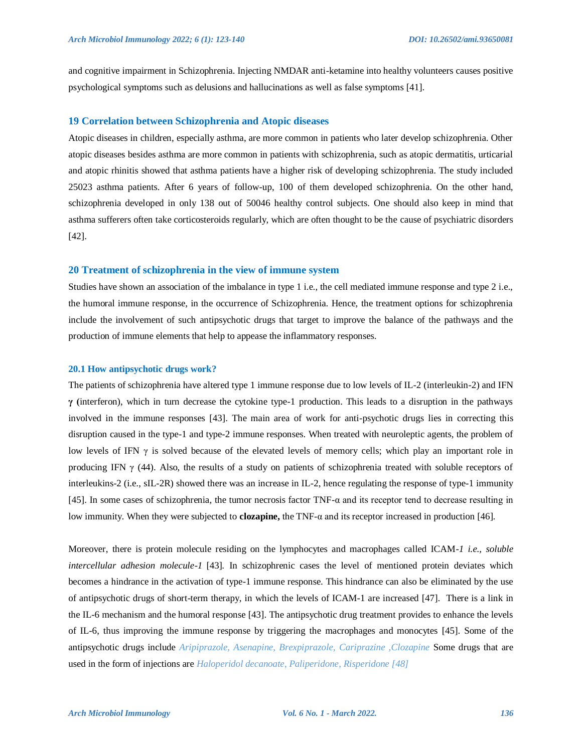and cognitive impairment in Schizophrenia. Injecting NMDAR anti-ketamine into healthy volunteers causes positive psychological symptoms such as delusions and hallucinations as well as false symptoms [41].

## 19 Correlation between Schizophrenia and Atopic diseases

Atopic diseases in children, especially asthma, are more common in patients who later develop schizophrenia. Other atopic diseases besides asthma are more common in patients with schizophrenia, such as atopic dermatitis, urticarial and atopic rhinitis showed that asthma patients have a higher risk of developing schizophrenia. The study included 25023 asthma patients. After 6 years of follow-up, 100 of them developed schizophrenia. On the other hand, schizophrenia developed in only 138 out of 50046 healthy control subjects. One should also keep in mind that asthma sufferers often take corticosteroids regularly, which are often thought to be the cause of psychiatric disorders [42].

## 20 Treatment of schizophrenia in the view of immune system

Studies have shown an association of the imbalance in type 1 i.e., the cell mediated immune response and type 2 i.e., the humoral immune response, in the occurrence of Schizophrenia. Hence, the treatment options for schizophrenia include the involvement of such antipsychotic drugs that target to improve the balance of the pathways and the production of immune elements that help to appease the inflammatory responses.

### 20.1 How antipsychotic drugs work?

The patients of schizophrenia have altered type 1 immune response due to low levels of IL-2 (interleukin-2) and IFN **γ (**interferon), which in turn decrease the cytokine type-1 production. This leads to a disruption in the pathways involved in the immune responses [43]. The main area of work for anti-psychotic drugs lies in correcting this disruption caused in the type-1 and type-2 immune responses. When treated with neuroleptic agents, the problem of low levels of IFN γ is solved because of the elevated levels of memory cells; which play an important role in producing IFN γ (44). Also, the results of a study on patients of schizophrenia treated with soluble receptors of interleukins-2 (i.e., sIL-2R) showed there was an increase in IL-2, hence regulating the response of type-1 immunity [45]. In some cases of schizophrenia, the tumor necrosis factor TNF-α and its receptor tend to decrease resulting in low immunity. When they were subjected to **clozapine,** the TNF-α and its receptor increased in production [46].

Moreover, there is protein molecule residing on the lymphocytes and macrophages called ICAM*-1 i.e., soluble intercellular adhesion molecule-1* [43]. In schizophrenic cases the level of mentioned protein deviates which becomes a hindrance in the activation of type-1 immune response. This hindrance can also be eliminated by the use of antipsychotic drugs of short-term therapy, in which the levels of ICAM-1 are increased [47]. There is a link in the IL-6 mechanism and the humoral response [43]. The antipsychotic drug treatment provides to enhance the levels of IL-6, thus improving the immune response by triggering the macrophages and monocytes [45]. Some of the antipsychotic drugs include *Aripiprazole, Asenapine, Brexpiprazole, Cariprazine ,Clozapine* Some drugs that are used in the form of injections are *Haloperidol decanoate, Paliperidone, Risperidone [48]*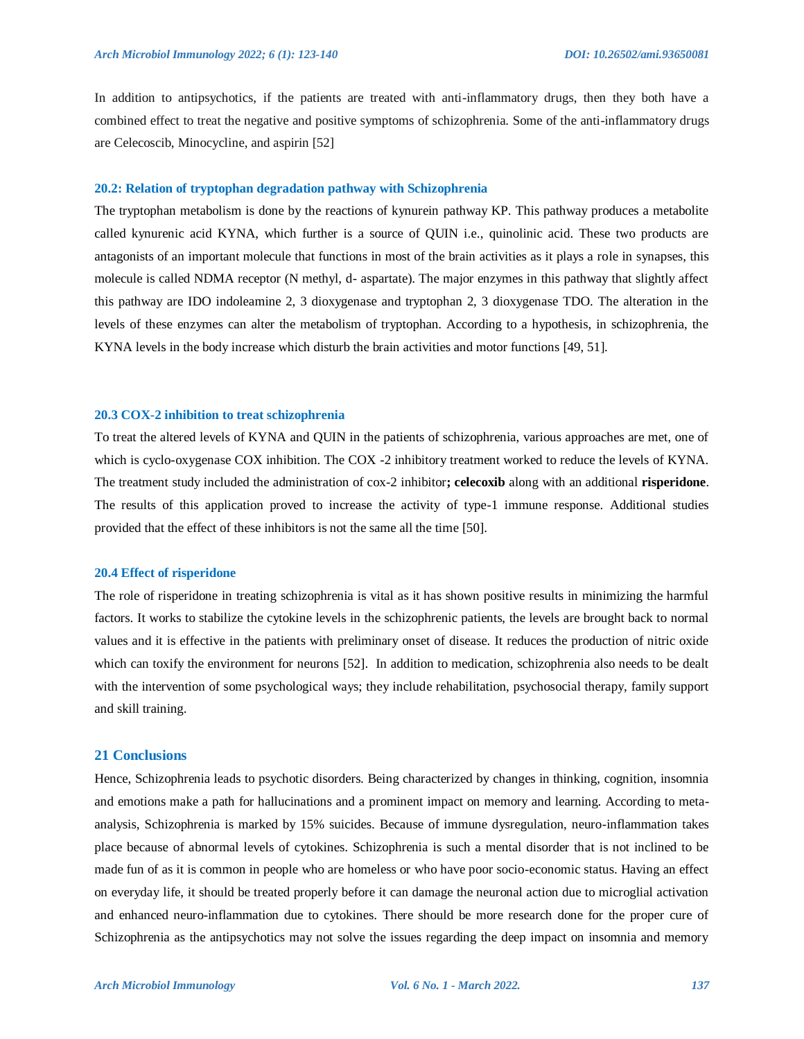In addition to antipsychotics, if the patients are treated with anti-inflammatory drugs, then they both have a combined effect to treat the negative and positive symptoms of schizophrenia. Some of the anti-inflammatory drugs are Celecoscib, Minocycline, and aspirin [52]

### 20.2: Relation of tryptophan degradation pathway with Schizophrenia

The tryptophan metabolism is done by the reactions of kynurein pathway KP. This pathway produces a metabolite called kynurenic acid KYNA, which further is a source of QUIN i.e., quinolinic acid. These two products are antagonists of an important molecule that functions in most of the brain activities as it plays a role in synapses, this molecule is called NDMA receptor (N methyl, d- aspartate). The major enzymes in this pathway that slightly affect this pathway are IDO indoleamine 2, 3 dioxygenase and tryptophan 2, 3 dioxygenase TDO. The alteration in the levels of these enzymes can alter the metabolism of tryptophan. According to a hypothesis, in schizophrenia, the KYNA levels in the body increase which disturb the brain activities and motor functions [49, 51].

### 20.3 COX-2 inhibition to treat schizophrenia

To treat the altered levels of KYNA and QUIN in the patients of schizophrenia, various approaches are met, one of which is cyclo-oxygenase COX inhibition. The COX -2 inhibitory treatment worked to reduce the levels of KYNA. The treatment study included the administration of cox-2 inhibitor**; celecoxib** along with an additional **risperidone**. The results of this application proved to increase the activity of type-1 immune response. Additional studies provided that the effect of these inhibitors is not the same all the time [50].

### 20.4 Effect of risperidone

The role of risperidone in treating schizophrenia is vital as it has shown positive results in minimizing the harmful factors. It works to stabilize the cytokine levels in the schizophrenic patients, the levels are brought back to normal values and it is effective in the patients with preliminary onset of disease. It reduces the production of nitric oxide which can toxify the environment for neurons [52]. In addition to medication, schizophrenia also needs to be dealt with the intervention of some psychological ways; they include rehabilitation, psychosocial therapy, family support and skill training.

## 21 Conclusions

Hence, Schizophrenia leads to psychotic disorders. Being characterized by changes in thinking, cognition, insomnia and emotions make a path for hallucinations and a prominent impact on memory and learning. According to meta-analysis, Schizophrenia is marked by 15% suicides. Because of immune dysregulation, neuro-inflammation takes place because of abnormal levels of cytokines. Schizophrenia is such a mental disorder that is not inclined to be made fun of as it is common in people who are homeless or who have poor socio-economic status. Having an effect on everyday life, it should be treated properly before it can damage the neuronal action due to microglial activation and enhanced neuro-inflammation due to cytokines. There should be more research done for the proper cure of Schizophrenia as the antipsychotics may not solve the issues regarding the deep impact on insomnia and memory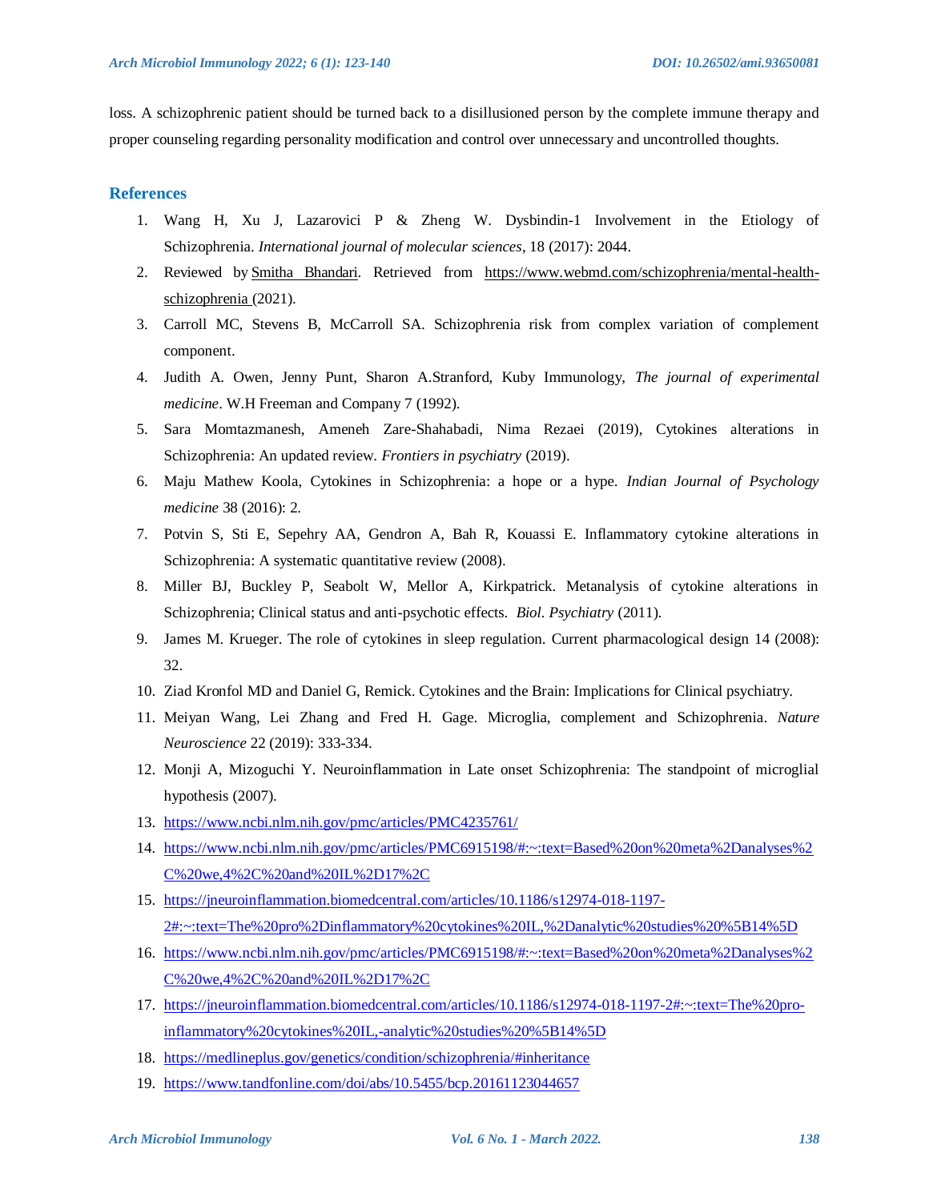loss. A schizophrenic patient should be turned back to a disillusioned person by the complete immune therapy and proper counseling regarding personality modification and control over unnecessary and uncontrolled thoughts.

## References

1. Wang H, Xu J, Lazarovici P & Zheng W. Dysbindin-1 Involvement in the Etiology of Schizophrenia. *International journal of molecular sciences*, 18 (2017): 2044.
2. Reviewed by Smitha Bhandari. Retrieved from https://www.webmd.com/schizophrenia/mental-health-schizophrenia (2021).
3. Carroll MC, Stevens B, McCarroll SA. Schizophrenia risk from complex variation of complement component.
4. Judith A. Owen, Jenny Punt, Sharon A.Stranford, Kuby Immunology, *The journal of experimental medicine*. W.H Freeman and Company 7 (1992).
5. Sara Momtazmanesh, Ameneh Zare-Shahabadi, Nima Rezaei (2019), Cytokines alterations in Schizophrenia: An updated review. *Frontiers in psychiatry* (2019).
6. Maju Mathew Koola, Cytokines in Schizophrenia: a hope or a hype. *Indian Journal of Psychology medicine* 38 (2016): 2.
7. Potvin S, Sti E, Sepehry AA, Gendron A, Bah R, Kouassi E. Inflammatory cytokine alterations in Schizophrenia: A systematic quantitative review (2008).
8. Miller BJ, Buckley P, Seabolt W, Mellor A, Kirkpatrick. Metanalysis of cytokine alterations in Schizophrenia; Clinical status and anti-psychotic effects. *Biol. Psychiatry* (2011).
9. James M. Krueger. The role of cytokines in sleep regulation. Current pharmacological design 14 (2008): 32.
10. Ziad Kronfol MD and Daniel G, Remick. Cytokines and the Brain: Implications for Clinical psychiatry.
11. Meiyan Wang, Lei Zhang and Fred H. Gage. Microglia, complement and Schizophrenia. *Nature Neuroscience* 22 (2019): 333-334.
12. Monji A, Mizoguchi Y. Neuroinflammation in Late onset Schizophrenia: The standpoint of microglial hypothesis (2007).
13. https://www.ncbi.nlm.nih.gov/pmc/articles/PMC4235761/
14. https://www.ncbi.nlm.nih.gov/pmc/articles/PMC6915198/#:~:text=Based%20on%20meta%2Danalyses%2C%20we,4%2C%20and%20IL%2D17%2C
15. https://jneuroinflammation.biomedcentral.com/articles/10.1186/s12974-018-1197-2#:~:text=The%20pro%2Dinflammatory%20cytokines%20IL,%2Danalytic%20studies%20%5B14%5D
16. https://www.ncbi.nlm.nih.gov/pmc/articles/PMC6915198/#:~:text=Based%20on%20meta%2Danalyses%2C%20we,4%2C%20and%20IL%2D17%2C
17. https://jneuroinflammation.biomedcentral.com/articles/10.1186/s12974-018-1197-2#:~:text=The%20pro-inflammatory%20cytokines%20IL,-analytic%20studies%20%5B14%5D
18. https://medlineplus.gov/genetics/condition/schizophrenia/#inheritance
19. https://www.tandfonline.com/doi/abs/10.5455/bcp.20161123044657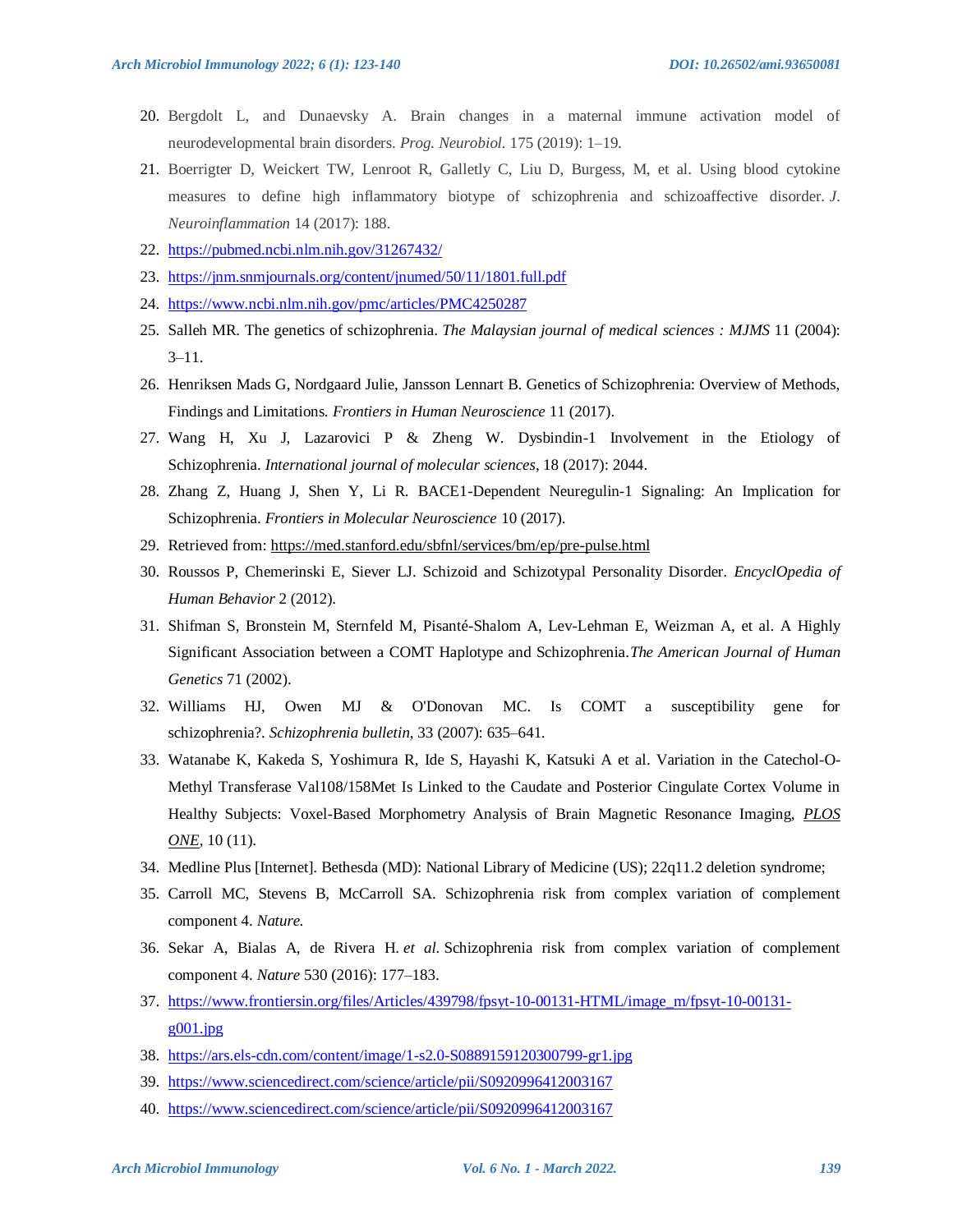20. Bergdolt L, and Dunaevsky A. Brain changes in a maternal immune activation model of neurodevelopmental brain disorders. *Prog. Neurobiol.* 175 (2019): 1–19.
21. Boerrigter D, Weickert TW, Lenroot R, Galletly C, Liu D, Burgess, M, et al. Using blood cytokine measures to define high inflammatory biotype of schizophrenia and schizoaffective disorder. *J. Neuroinflammation* 14 (2017): 188.
22. https://pubmed.ncbi.nlm.nih.gov/31267432/
23. https://jnm.snmjournals.org/content/jnumed/50/11/1801.full.pdf
24. https://www.ncbi.nlm.nih.gov/pmc/articles/PMC4250287
25. Salleh MR. The genetics of schizophrenia. *The Malaysian journal of medical sciences : MJMS* 11 (2004): 3–11.
26. Henriksen Mads G, Nordgaard Julie, Jansson Lennart B. Genetics of Schizophrenia: Overview of Methods, Findings and Limitations. *Frontiers in Human Neuroscience* 11 (2017).
27. Wang H, Xu J, Lazarovici P & Zheng W. Dysbindin-1 Involvement in the Etiology of Schizophrenia. *International journal of molecular sciences*, 18 (2017): 2044.
28. Zhang Z, Huang J, Shen Y, Li R. BACE1-Dependent Neuregulin-1 Signaling: An Implication for Schizophrenia. *Frontiers in Molecular Neuroscience* 10 (2017).
29. Retrieved from: https://med.stanford.edu/sbfnl/services/bm/ep/pre-pulse.html
30. Roussos P, Chemerinski E, Siever LJ. Schizoid and Schizotypal Personality Disorder. *EncyclOpedia of Human Behavior* 2 (2012).
31. Shifman S, Bronstein M, Sternfeld M, Pisanté-Shalom A, Lev-Lehman E, Weizman A, et al. A Highly Significant Association between a COMT Haplotype and Schizophrenia.*The American Journal of Human Genetics* 71 (2002).
32. Williams HJ, Owen MJ & O'Donovan MC. Is COMT a susceptibility gene for schizophrenia?. *Schizophrenia bulletin*, 33 (2007): 635–641.
33. Watanabe K, Kakeda S, Yoshimura R, Ide S, Hayashi K, Katsuki A et al. Variation in the Catechol-O-Methyl Transferase Val108/158Met Is Linked to the Caudate and Posterior Cingulate Cortex Volume in Healthy Subjects: Voxel-Based Morphometry Analysis of Brain Magnetic Resonance Imaging, *PLOS ONE*, 10 (11).
34. Medline Plus [Internet]. Bethesda (MD): National Library of Medicine (US); 22q11.2 deletion syndrome;
35. Carroll MC, Stevens B, McCarroll SA. Schizophrenia risk from complex variation of complement component 4. *Nature.*
36. Sekar A, Bialas A, de Rivera H. *et al.* Schizophrenia risk from complex variation of complement component 4. *Nature* 530 (2016): 177–183.
37. https://www.frontiersin.org/files/Articles/439798/fpsyt-10-00131-HTML/image_m/fpsyt-10-00131-g001.jpg
38. https://ars.els-cdn.com/content/image/1-s2.0-S0889159120300799-gr1.jpg
39. https://www.sciencedirect.com/science/article/pii/S0920996412003167
40. https://www.sciencedirect.com/science/article/pii/S0920996412003167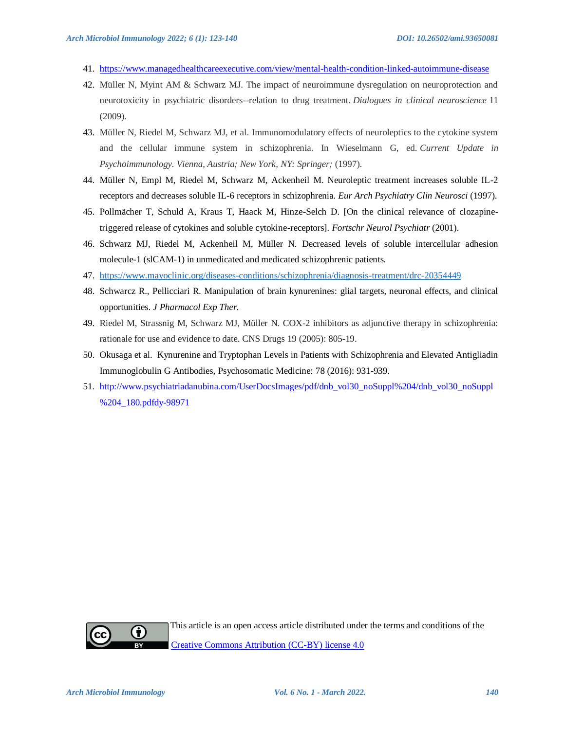41. https://www.managedhealthcareexecutive.com/view/mental-health-condition-linked-autoimmune-disease
42. Müller N, Myint AM & Schwarz MJ. The impact of neuroimmune dysregulation on neuroprotection and neurotoxicity in psychiatric disorders--relation to drug treatment. *Dialogues in clinical neuroscience* 11 (2009).
43. Müller N, Riedel M, Schwarz MJ, et al. Immunomodulatory effects of neuroleptics to the cytokine system and the cellular immune system in schizophrenia. In Wieselmann G, ed. *Current Update in Psychoimmunology. Vienna, Austria; New York, NY: Springer;* (1997).
44. Müller N, Empl M, Riedel M, Schwarz M, Ackenheil M. Neuroleptic treatment increases soluble IL-2 receptors and decreases soluble IL-6 receptors in schizophrenia. *Eur Arch Psychiatry Clin Neurosci* (1997).
45. Pollmächer T, Schuld A, Kraus T, Haack M, Hinze-Selch D. [On the clinical relevance of clozapine-triggered release of cytokines and soluble cytokine-receptors]. *Fortschr Neurol Psychiatr* (2001).
46. Schwarz MJ, Riedel M, Ackenheil M, Müller N. Decreased levels of soluble intercellular adhesion molecule-1 (slCAM-1) in unmedicated and medicated schizophrenic patients.
47. https://www.mayoclinic.org/diseases-conditions/schizophrenia/diagnosis-treatment/drc-20354449
48. Schwarcz R., Pellicciari R. Manipulation of brain kynurenines: glial targets, neuronal effects, and clinical opportunities. *J Pharmacol Exp Ther.*
49. Riedel M, Strassnig M, Schwarz MJ, Müller N. COX-2 inhibitors as adjunctive therapy in schizophrenia: rationale for use and evidence to date. CNS Drugs 19 (2005): 805-19.
50. Okusaga et al. Kynurenine and Tryptophan Levels in Patients with Schizophrenia and Elevated Antigliadin Immunoglobulin G Antibodies, Psychosomatic Medicine: 78 (2016): 931-939.
51. http://www.psychiatriadanubina.com/UserDocsImages/pdf/dnb_vol30_noSuppl%204/dnb_vol30_noSuppl%204_180.pdfdy-98971

This article is an open access article distributed under the terms and conditions of the Creative Commons Attribution (CC-BY) license 4.0